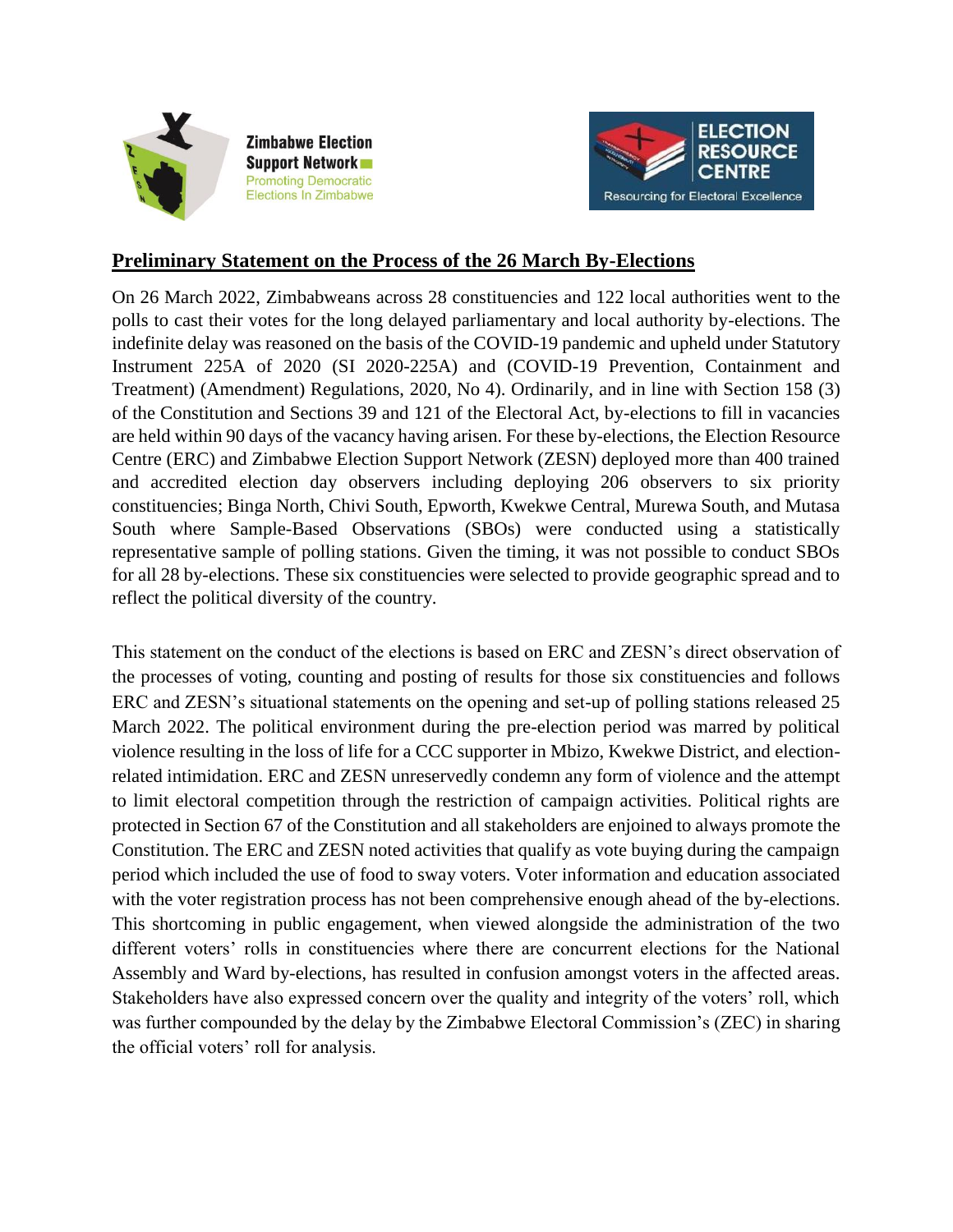Zimbabwe Election Support Network
Promoting Democratic Elections In Zimbabwe

ELECTION RESOURCE CENTRE
Resourcing for Electoral Excellence

## Preliminary Statement on the Process of the 26 March By-Elections

On 26 March 2022, Zimbabweans across 28 constituencies and 122 local authorities went to the polls to cast their votes for the long delayed parliamentary and local authority by-elections. The indefinite delay was reasoned on the basis of the COVID-19 pandemic and upheld under Statutory Instrument 225A of 2020 (SI 2020-225A) and (COVID-19 Prevention, Containment and Treatment) (Amendment) Regulations, 2020, No 4). Ordinarily, and in line with Section 158 (3) of the Constitution and Sections 39 and 121 of the Electoral Act, by-elections to fill in vacancies are held within 90 days of the vacancy having arisen. For these by-elections, the Election Resource Centre (ERC) and Zimbabwe Election Support Network (ZESN) deployed more than 400 trained and accredited election day observers including deploying 206 observers to six priority constituencies; Binga North, Chivi South, Epworth, Kwekwe Central, Murewa South, and Mutasa South where Sample-Based Observations (SBOs) were conducted using a statistically representative sample of polling stations. Given the timing, it was not possible to conduct SBOs for all 28 by-elections. These six constituencies were selected to provide geographic spread and to reflect the political diversity of the country.

This statement on the conduct of the elections is based on ERC and ZESN's direct observation of the processes of voting, counting and posting of results for those six constituencies and follows ERC and ZESN's situational statements on the opening and set-up of polling stations released 25 March 2022. The political environment during the pre-election period was marred by political violence resulting in the loss of life for a CCC supporter in Mbizo, Kwekwe District, and election-related intimidation. ERC and ZESN unreservedly condemn any form of violence and the attempt to limit electoral competition through the restriction of campaign activities. Political rights are protected in Section 67 of the Constitution and all stakeholders are enjoined to always promote the Constitution. The ERC and ZESN noted activities that qualify as vote buying during the campaign period which included the use of food to sway voters. Voter information and education associated with the voter registration process has not been comprehensive enough ahead of the by-elections. This shortcoming in public engagement, when viewed alongside the administration of the two different voters' rolls in constituencies where there are concurrent elections for the National Assembly and Ward by-elections, has resulted in confusion amongst voters in the affected areas. Stakeholders have also expressed concern over the quality and integrity of the voters' roll, which was further compounded by the delay by the Zimbabwe Electoral Commission's (ZEC) in sharing the official voters' roll for analysis.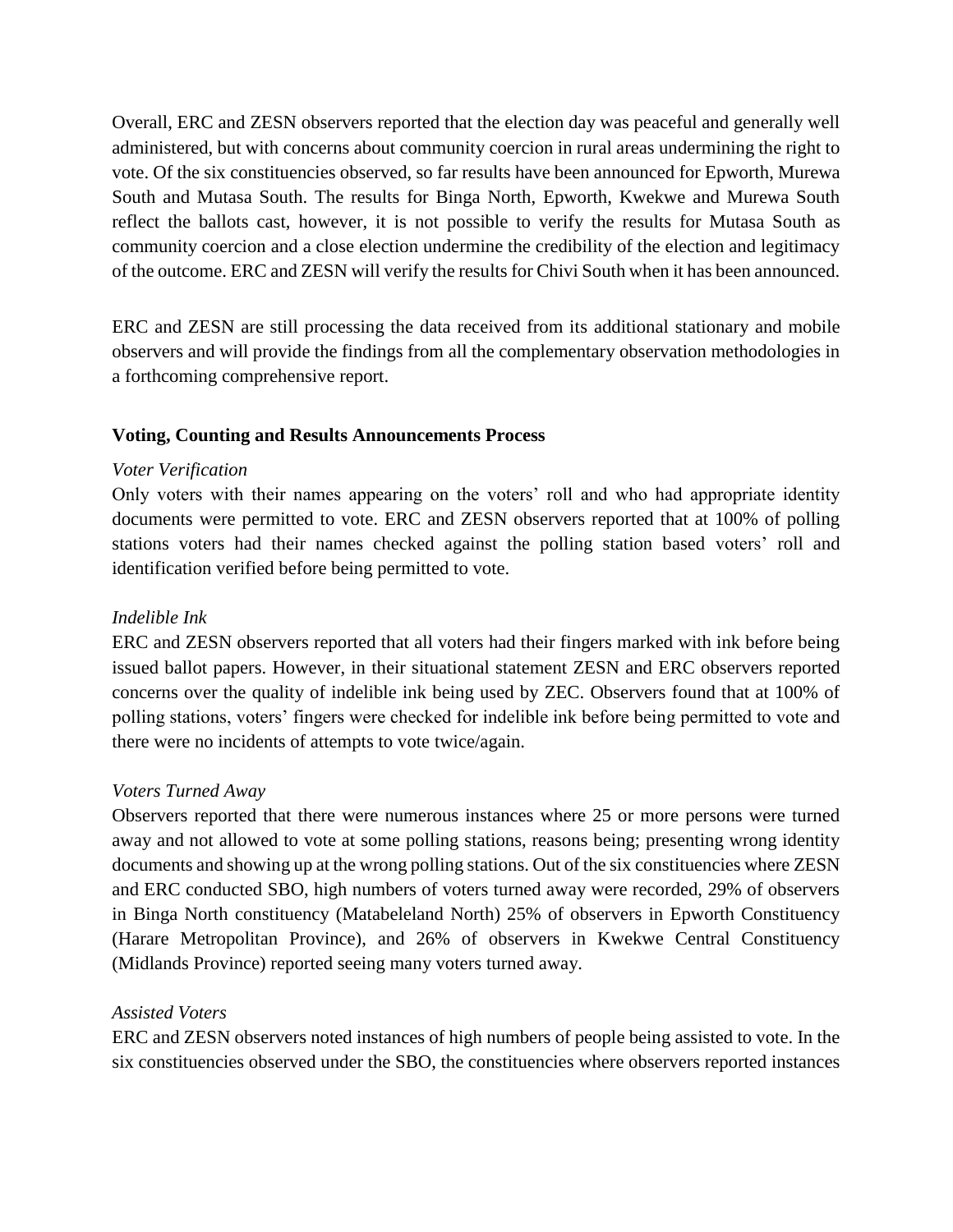Overall, ERC and ZESN observers reported that the election day was peaceful and generally well administered, but with concerns about community coercion in rural areas undermining the right to vote. Of the six constituencies observed, so far results have been announced for Epworth, Murewa South and Mutasa South. The results for Binga North, Epworth, Kwekwe and Murewa South reflect the ballots cast, however, it is not possible to verify the results for Mutasa South as community coercion and a close election undermine the credibility of the election and legitimacy of the outcome. ERC and ZESN will verify the results for Chivi South when it has been announced.

ERC and ZESN are still processing the data received from its additional stationary and mobile observers and will provide the findings from all the complementary observation methodologies in a forthcoming comprehensive report.

**Voting, Counting and Results Announcements Process**

*Voter Verification*

Only voters with their names appearing on the voters' roll and who had appropriate identity documents were permitted to vote. ERC and ZESN observers reported that at 100% of polling stations voters had their names checked against the polling station based voters' roll and identification verified before being permitted to vote.

*Indelible Ink*

ERC and ZESN observers reported that all voters had their fingers marked with ink before being issued ballot papers. However, in their situational statement ZESN and ERC observers reported concerns over the quality of indelible ink being used by ZEC. Observers found that at 100% of polling stations, voters' fingers were checked for indelible ink before being permitted to vote and there were no incidents of attempts to vote twice/again.

*Voters Turned Away*

Observers reported that there were numerous instances where 25 or more persons were turned away and not allowed to vote at some polling stations, reasons being; presenting wrong identity documents and showing up at the wrong polling stations. Out of the six constituencies where ZESN and ERC conducted SBO, high numbers of voters turned away were recorded, 29% of observers in Binga North constituency (Matabeleland North) 25% of observers in Epworth Constituency (Harare Metropolitan Province), and 26% of observers in Kwekwe Central Constituency (Midlands Province) reported seeing many voters turned away.

*Assisted Voters*

ERC and ZESN observers noted instances of high numbers of people being assisted to vote. In the six constituencies observed under the SBO, the constituencies where observers reported instances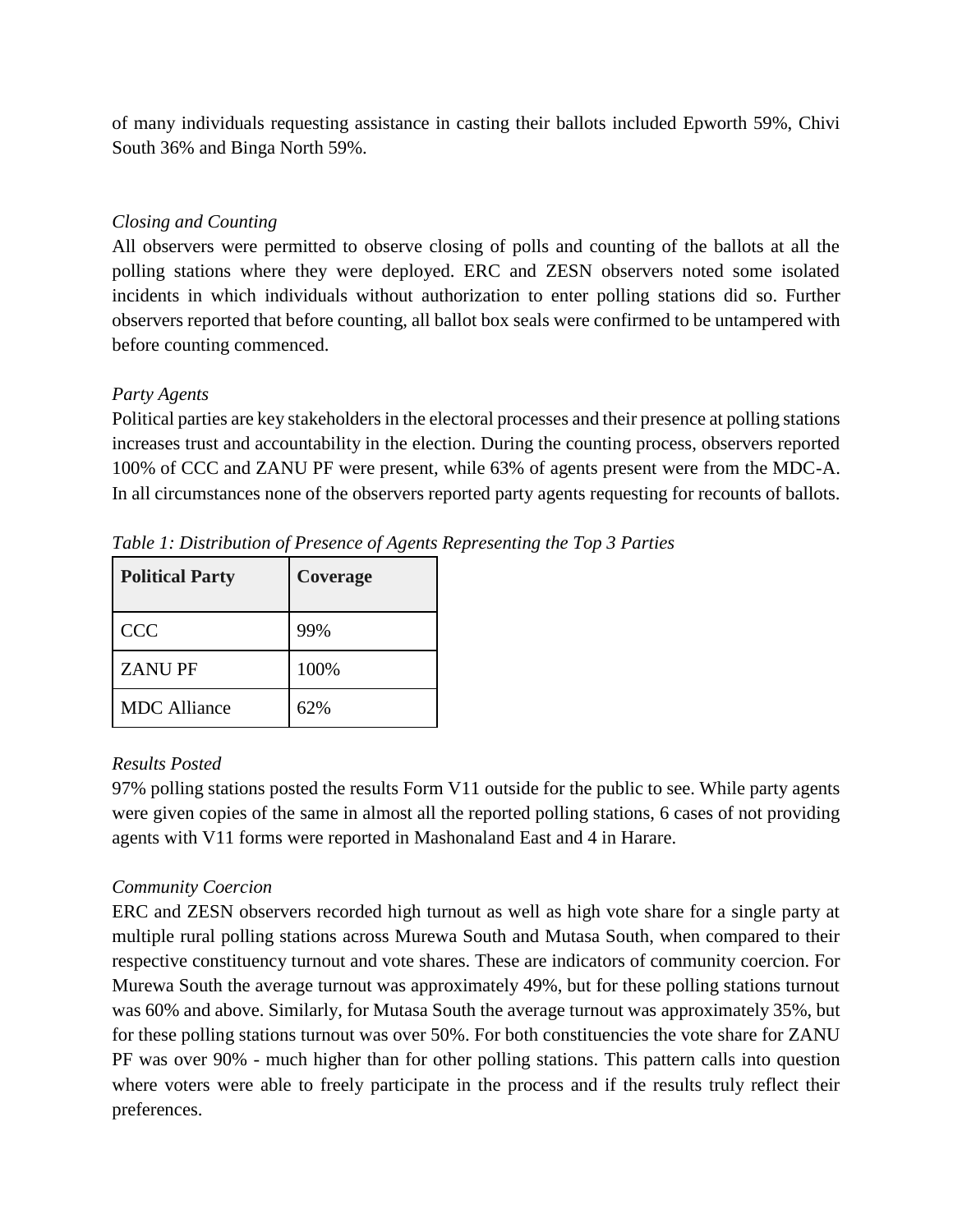of many individuals requesting assistance in casting their ballots included Epworth 59%, Chivi South 36% and Binga North 59%.

*Closing and Counting*

All observers were permitted to observe closing of polls and counting of the ballots at all the polling stations where they were deployed. ERC and ZESN observers noted some isolated incidents in which individuals without authorization to enter polling stations did so. Further observers reported that before counting, all ballot box seals were confirmed to be untampered with before counting commenced.

*Party Agents*

Political parties are key stakeholders in the electoral processes and their presence at polling stations increases trust and accountability in the election. During the counting process, observers reported 100% of CCC and ZANU PF were present, while 63% of agents present were from the MDC-A. In all circumstances none of the observers reported party agents requesting for recounts of ballots.

*Table 1: Distribution of Presence of Agents Representing the Top 3 Parties*

| Political Party | Coverage |
| --- | --- |
| CCC | 99% |
| ZANU PF | 100% |
| MDC Alliance | 62% |

*Results Posted*

97% polling stations posted the results Form V11 outside for the public to see. While party agents were given copies of the same in almost all the reported polling stations, 6 cases of not providing agents with V11 forms were reported in Mashonaland East and 4 in Harare.

*Community Coercion*

ERC and ZESN observers recorded high turnout as well as high vote share for a single party at multiple rural polling stations across Murewa South and Mutasa South, when compared to their respective constituency turnout and vote shares. These are indicators of community coercion. For Murewa South the average turnout was approximately 49%, but for these polling stations turnout was 60% and above. Similarly, for Mutasa South the average turnout was approximately 35%, but for these polling stations turnout was over 50%. For both constituencies the vote share for ZANU PF was over 90% - much higher than for other polling stations. This pattern calls into question where voters were able to freely participate in the process and if the results truly reflect their preferences.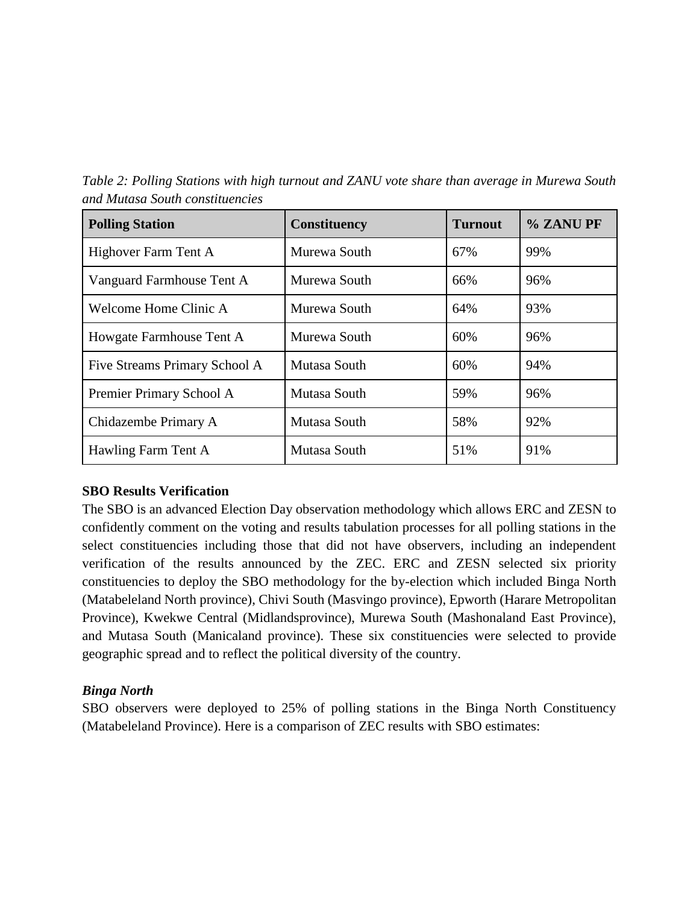*Table 2: Polling Stations with high turnout and ZANU vote share than average in Murewa South and Mutasa South constituencies*

| Polling Station | Constituency | Turnout | % ZANU PF |
|---|---|---|---|
| Highover Farm Tent A | Murewa South | 67% | 99% |
| Vanguard Farmhouse Tent A | Murewa South | 66% | 96% |
| Welcome Home Clinic A | Murewa South | 64% | 93% |
| Howgate Farmhouse Tent A | Murewa South | 60% | 96% |
| Five Streams Primary School A | Mutasa South | 60% | 94% |
| Premier Primary School A | Mutasa South | 59% | 96% |
| Chidazembe Primary A | Mutasa South | 58% | 92% |
| Hawling Farm Tent A | Mutasa South | 51% | 91% |

**SBO Results Verification**

The SBO is an advanced Election Day observation methodology which allows ERC and ZESN to confidently comment on the voting and results tabulation processes for all polling stations in the select constituencies including those that did not have observers, including an independent verification of the results announced by the ZEC. ERC and ZESN selected six priority constituencies to deploy the SBO methodology for the by-election which included Binga North (Matabeleland North province), Chivi South (Masvingo province), Epworth (Harare Metropolitan Province), Kwekwe Central (Midlandsprovince), Murewa South (Mashonaland East Province), and Mutasa South (Manicaland province). These six constituencies were selected to provide geographic spread and to reflect the political diversity of the country.

***Binga North***

SBO observers were deployed to 25% of polling stations in the Binga North Constituency (Matabeleland Province). Here is a comparison of ZEC results with SBO estimates: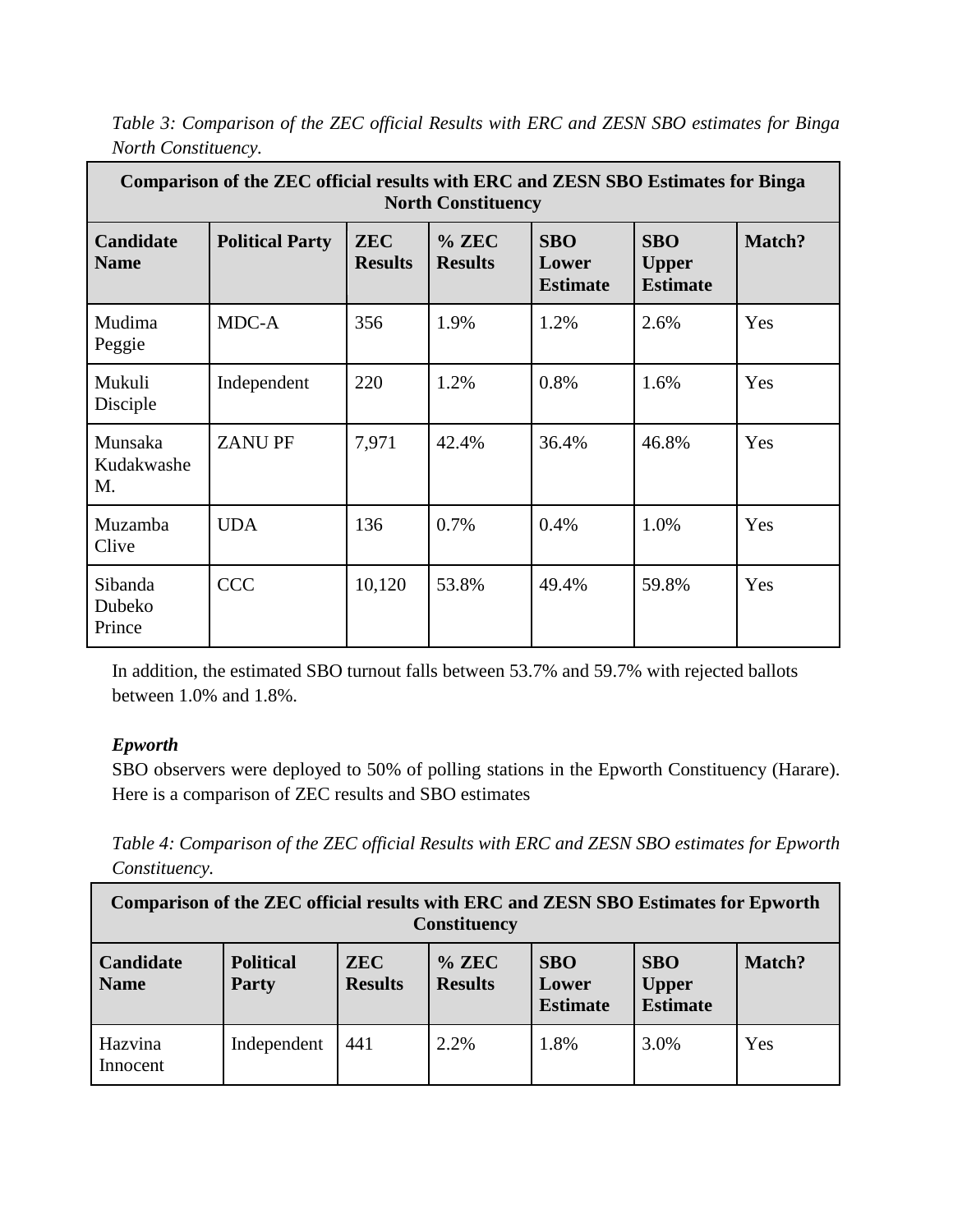*Table 3: Comparison of the ZEC official Results with ERC and ZESN SBO estimates for Binga North Constituency.*

| Comparison of the ZEC official results with ERC and ZESN SBO Estimates for Binga North Constituency | | | | | | |
|---|---|---|---|---|---|---|
| **Candidate Name** | **Political Party** | **ZEC Results** | **% ZEC Results** | **SBO Lower Estimate** | **SBO Upper Estimate** | **Match?** |
| Mudima Peggie | MDC-A | 356 | 1.9% | 1.2% | 2.6% | Yes |
| Mukuli Disciple | Independent | 220 | 1.2% | 0.8% | 1.6% | Yes |
| Munsaka Kudakwashe M. | ZANU PF | 7,971 | 42.4% | 36.4% | 46.8% | Yes |
| Muzamba Clive | UDA | 136 | 0.7% | 0.4% | 1.0% | Yes |
| Sibanda Dubeko Prince | CCC | 10,120 | 53.8% | 49.4% | 59.8% | Yes |

In addition, the estimated SBO turnout falls between 53.7% and 59.7% with rejected ballots between 1.0% and 1.8%.

***Epworth***

SBO observers were deployed to 50% of polling stations in the Epworth Constituency (Harare). Here is a comparison of ZEC results and SBO estimates

*Table 4: Comparison of the ZEC official Results with ERC and ZESN SBO estimates for Epworth Constituency.*

| Comparison of the ZEC official results with ERC and ZESN SBO Estimates for Epworth Constituency | | | | | | |
|---|---|---|---|---|---|---|
| **Candidate Name** | **Political Party** | **ZEC Results** | **% ZEC Results** | **SBO Lower Estimate** | **SBO Upper Estimate** | **Match?** |
| Hazvina Innocent | Independent | 441 | 2.2% | 1.8% | 3.0% | Yes |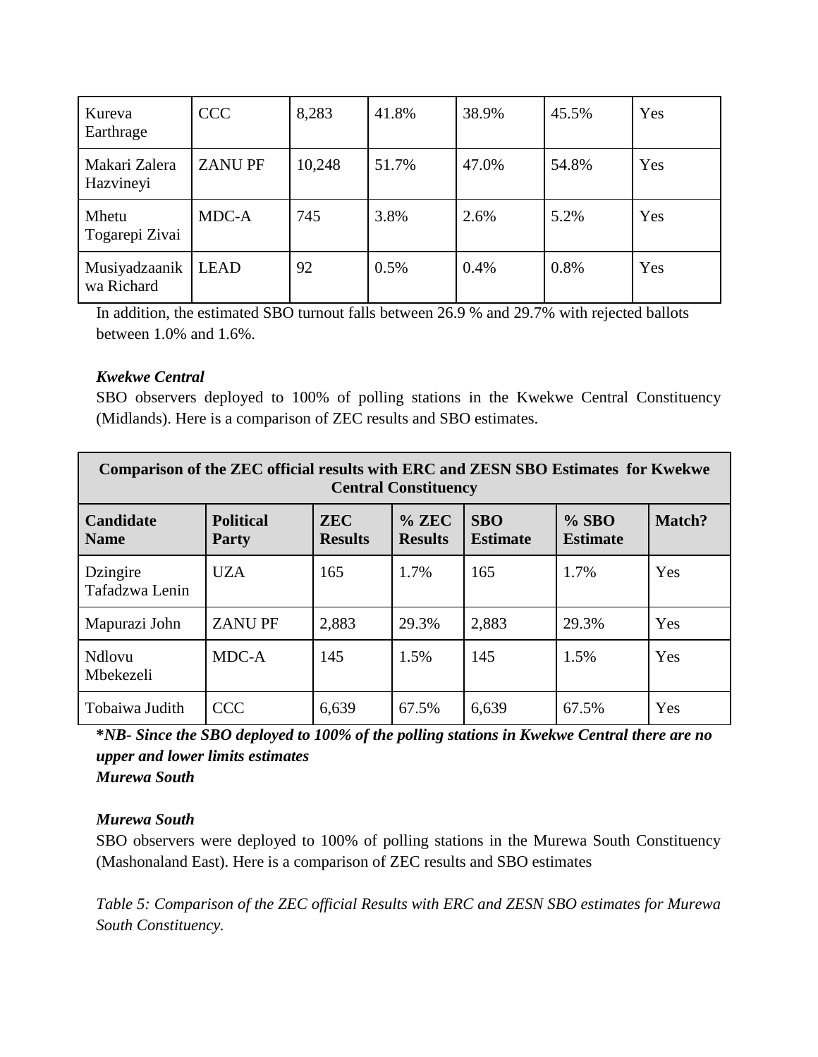| Kureva Earthrage | CCC | 8,283 | 41.8% | 38.9% | 45.5% | Yes |
|---|---|---|---|---|---|---|
| Makari Zalera Hazvineyi | ZANU PF | 10,248 | 51.7% | 47.0% | 54.8% | Yes |
| Mhetu Togarepi Zivai | MDC-A | 745 | 3.8% | 2.6% | 5.2% | Yes |
| Musiyadzaanikwa Richard | LEAD | 92 | 0.5% | 0.4% | 0.8% | Yes |

In addition, the estimated SBO turnout falls between 26.9 % and 29.7% with rejected ballots between 1.0% and 1.6%.

***Kwekwe Central***

SBO observers deployed to 100% of polling stations in the Kwekwe Central Constituency (Midlands). Here is a comparison of ZEC results and SBO estimates.

| **Comparison of the ZEC official results with ERC and ZESN SBO Estimates for Kwekwe Central Constituency** | | | | | | |
|---|---|---|---|---|---|---|
| **Candidate Name** | **Political Party** | **ZEC Results** | **% ZEC Results** | **SBO Estimate** | **% SBO Estimate** | **Match?** |
| Dzingire Tafadzwa Lenin | UZA | 165 | 1.7% | 165 | 1.7% | Yes |
| Mapurazi John | ZANU PF | 2,883 | 29.3% | 2,883 | 29.3% | Yes |
| Ndlovu Mbekezeli | MDC-A | 145 | 1.5% | 145 | 1.5% | Yes |
| Tobaiwa Judith | CCC | 6,639 | 67.5% | 6,639 | 67.5% | Yes |

***NB- Since the SBO deployed to 100% of the polling stations in Kwekwe Central there are no upper and lower limits estimates***

***Murewa South***

***Murewa South***

SBO observers were deployed to 100% of polling stations in the Murewa South Constituency (Mashonaland East). Here is a comparison of ZEC results and SBO estimates

*Table 5: Comparison of the ZEC official Results with ERC and ZESN SBO estimates for Murewa South Constituency.*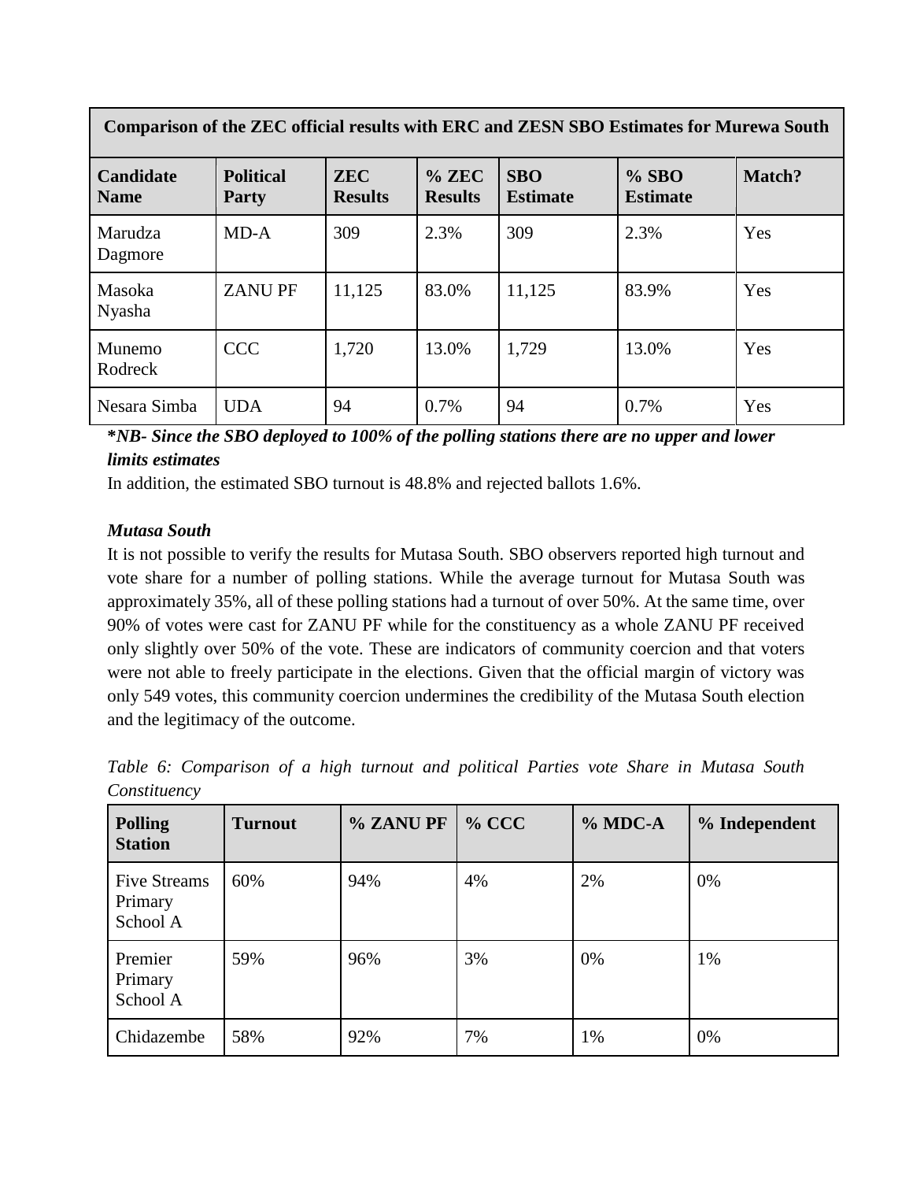| Comparison of the ZEC official results with ERC and ZESN SBO Estimates for Murewa South | | | | | | |
|---|---|---|---|---|---|---|
| **Candidate Name** | **Political Party** | **ZEC Results** | **% ZEC Results** | **SBO Estimate** | **% SBO Estimate** | **Match?** |
| Marudza Dagmore | MD-A | 309 | 2.3% | 309 | 2.3% | Yes |
| Masoka Nyasha | ZANU PF | 11,125 | 83.0% | 11,125 | 83.9% | Yes |
| Munemo Rodreck | CCC | 1,720 | 13.0% | 1,729 | 13.0% | Yes |
| Nesara Simba | UDA | 94 | 0.7% | 94 | 0.7% | Yes |

***NB- Since the SBO deployed to 100% of the polling stations there are no upper and lower limits estimates***

In addition, the estimated SBO turnout is 48.8% and rejected ballots 1.6%.

***Mutasa South***

It is not possible to verify the results for Mutasa South. SBO observers reported high turnout and vote share for a number of polling stations. While the average turnout for Mutasa South was approximately 35%, all of these polling stations had a turnout of over 50%. At the same time, over 90% of votes were cast for ZANU PF while for the constituency as a whole ZANU PF received only slightly over 50% of the vote. These are indicators of community coercion and that voters were not able to freely participate in the elections. Given that the official margin of victory was only 549 votes, this community coercion undermines the credibility of the Mutasa South election and the legitimacy of the outcome.

*Table 6: Comparison of a high turnout and political Parties vote Share in Mutasa South Constituency*

| Polling Station | Turnout | % ZANU PF | % CCC | % MDC-A | % Independent |
|---|---|---|---|---|---|
| Five Streams Primary School A | 60% | 94% | 4% | 2% | 0% |
| Premier Primary School A | 59% | 96% | 3% | 0% | 1% |
| Chidazembe | 58% | 92% | 7% | 1% | 0% |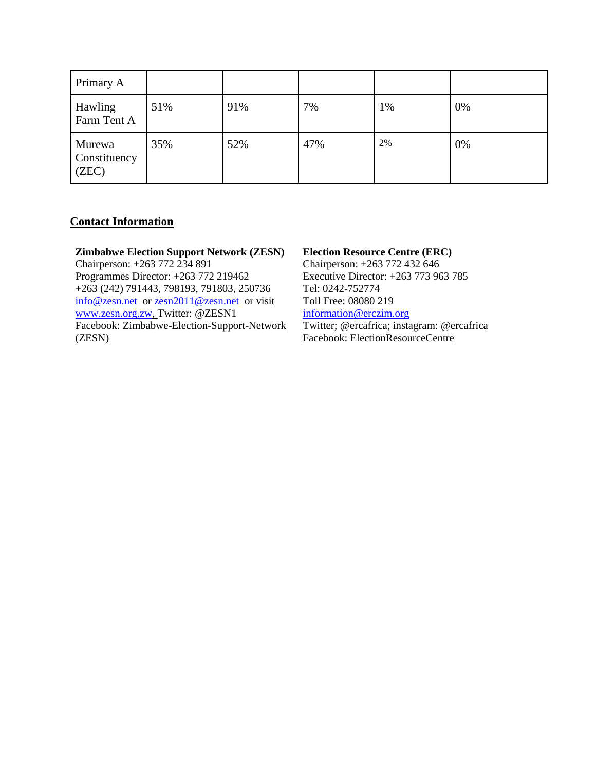| | | | | | |
|---|---|---|---|---|---|
| Primary A | | | | | |
| Hawling Farm Tent A | 51% | 91% | 7% | 1% | 0% |
| Murewa Constituency (ZEC) | 35% | 52% | 47% | 2% | 0% |

## Contact Information

**Zimbabwe Election Support Network (ZESN)**
Chairperson: +263 772 234 891
Programmes Director: +263 772 219462
+263 (242) 791443, 798193, 791803, 250736
info@zesn.net or zesn2011@zesn.net or visit www.zesn.org.zw, Twitter: @ZESN1
Facebook: Zimbabwe-Election-Support-Network (ZESN)

**Election Resource Centre (ERC)**
Chairperson: +263 772 432 646
Executive Director: +263 773 963 785
Tel: 0242-752774
Toll Free: 08080 219
information@erczim.org
Twitter; @ercafrica; instagram: @ercafrica
Facebook: ElectionResourceCentre